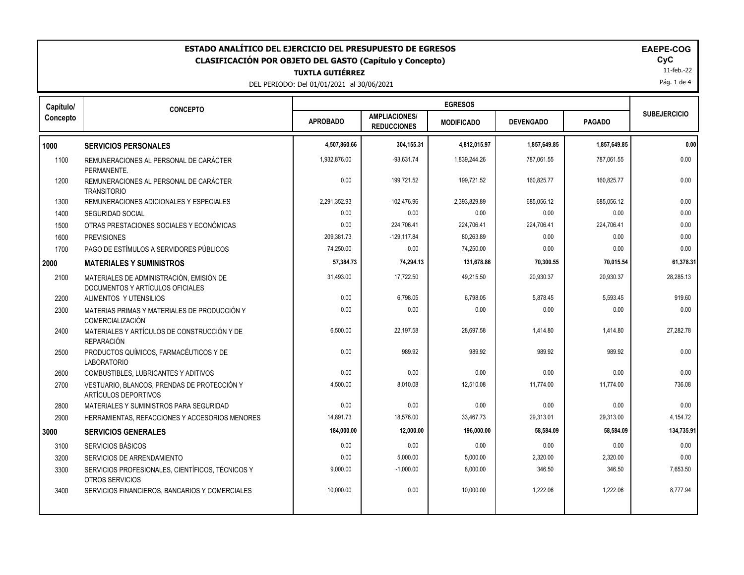# ESTADO ANALÍTICO DEL EJERCICIO DEL PRESUPUESTO DE EGRESOS

## CLASIFICACIÓN POR OBJETO DEL GASTO (Capítulo y Concepto)

**TUXTLA GUTIÉRREZ**

DEL PERIODO: Del 01/01/2021 al 30/06/2021

**EAEPE-COG**
**CyC**
11-feb.-22

| Capítulo/ Concepto | CONCEPTO | EGRESOS | | | | | SUBEJERCICIO |
|---|---|---|---|---|---|---|---|
| | | APROBADO | AMPLIACIONES/ REDUCCIONES | MODIFICADO | DEVENGADO | PAGADO | |
| **1000** | **SERVICIOS PERSONALES** | **4,507,860.66** | **304,155.31** | **4,812,015.97** | **1,857,649.85** | **1,857,649.85** | **0.00** |
| 1100 | REMUNERACIONES AL PERSONAL DE CARÁCTER PERMANENTE. | 1,932,876.00 | -93,631.74 | 1,839,244.26 | 787,061.55 | 787,061.55 | 0.00 |
| 1200 | REMUNERACIONES AL PERSONAL DE CARÁCTER TRANSITORIO | 0.00 | 199,721.52 | 199,721.52 | 160,825.77 | 160,825.77 | 0.00 |
| 1300 | REMUNERACIONES ADICIONALES Y ESPECIALES | 2,291,352.93 | 102,476.96 | 2,393,829.89 | 685,056.12 | 685,056.12 | 0.00 |
| 1400 | SEGURIDAD SOCIAL | 0.00 | 0.00 | 0.00 | 0.00 | 0.00 | 0.00 |
| 1500 | OTRAS PRESTACIONES SOCIALES Y ECONÓMICAS | 0.00 | 224,706.41 | 224,706.41 | 224,706.41 | 224,706.41 | 0.00 |
| 1600 | PREVISIONES | 209,381.73 | -129,117.84 | 80,263.89 | 0.00 | 0.00 | 0.00 |
| 1700 | PAGO DE ESTÍMULOS A SERVIDORES PÚBLICOS | 74,250.00 | 0.00 | 74,250.00 | 0.00 | 0.00 | 0.00 |
| **2000** | **MATERIALES Y SUMINISTROS** | **57,384.73** | **74,294.13** | **131,678.86** | **70,300.55** | **70,015.54** | **61,378.31** |
| 2100 | MATERIALES DE ADMINISTRACIÓN, EMISIÓN DE DOCUMENTOS Y ARTÍCULOS OFICIALES | 31,493.00 | 17,722.50 | 49,215.50 | 20,930.37 | 20,930.37 | 28,285.13 |
| 2200 | ALIMENTOS Y UTENSILIOS | 0.00 | 6,798.05 | 6,798.05 | 5,878.45 | 5,593.45 | 919.60 |
| 2300 | MATERIAS PRIMAS Y MATERIALES DE PRODUCCIÓN Y COMERCIALIZACIÓN | 0.00 | 0.00 | 0.00 | 0.00 | 0.00 | 0.00 |
| 2400 | MATERIALES Y ARTÍCULOS DE CONSTRUCCIÓN Y DE REPARACIÓN | 6,500.00 | 22,197.58 | 28,697.58 | 1,414.80 | 1,414.80 | 27,282.78 |
| 2500 | PRODUCTOS QUÍMICOS, FARMACÉUTICOS Y DE LABORATORIO | 0.00 | 989.92 | 989.92 | 989.92 | 989.92 | 0.00 |
| 2600 | COMBUSTIBLES, LUBRICANTES Y ADITIVOS | 0.00 | 0.00 | 0.00 | 0.00 | 0.00 | 0.00 |
| 2700 | VESTUARIO, BLANCOS, PRENDAS DE PROTECCIÓN Y ARTÍCULOS DEPORTIVOS | 4,500.00 | 8,010.08 | 12,510.08 | 11,774.00 | 11,774.00 | 736.08 |
| 2800 | MATERIALES Y SUMINISTROS PARA SEGURIDAD | 0.00 | 0.00 | 0.00 | 0.00 | 0.00 | 0.00 |
| 2900 | HERRAMIENTAS, REFACCIONES Y ACCESORIOS MENORES | 14,891.73 | 18,576.00 | 33,467.73 | 29,313.01 | 29,313.00 | 4,154.72 |
| **3000** | **SERVICIOS GENERALES** | **184,000.00** | **12,000.00** | **196,000.00** | **58,584.09** | **58,584.09** | **134,735.91** |
| 3100 | SERVICIOS BÁSICOS | 0.00 | 0.00 | 0.00 | 0.00 | 0.00 | 0.00 |
| 3200 | SERVICIOS DE ARRENDAMIENTO | 0.00 | 5,000.00 | 5,000.00 | 2,320.00 | 2,320.00 | 0.00 |
| 3300 | SERVICIOS PROFESIONALES, CIENTÍFICOS, TÉCNICOS Y OTROS SERVICIOS | 9,000.00 | -1,000.00 | 8,000.00 | 346.50 | 346.50 | 7,653.50 |
| 3400 | SERVICIOS FINANCIEROS, BANCARIOS Y COMERCIALES | 10,000.00 | 0.00 | 10,000.00 | 1,222.06 | 1,222.06 | 8,777.94 |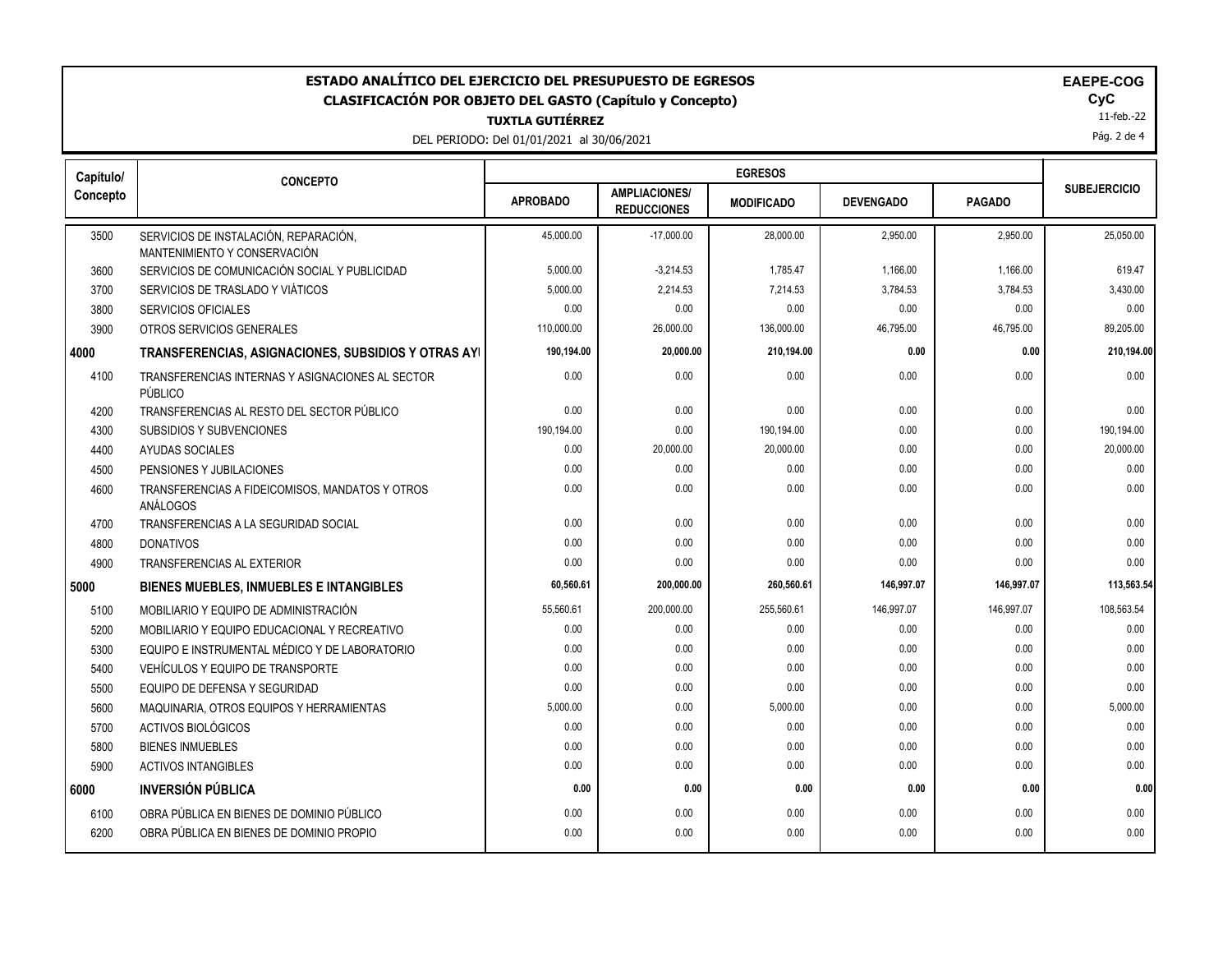# ESTADO ANALÍTICO DEL EJERCICIO DEL PRESUPUESTO DE EGRESOS

## CLASIFICACIÓN POR OBJETO DEL GASTO (Capítulo y Concepto)

**TUXTLA GUTIÉRREZ**

DEL PERIODO: Del 01/01/2021 al 30/06/2021

**EAEPE-COG**
**CyC**
11-feb.-22

| Capítulo/ Concepto | CONCEPTO | EGRESOS | | | | | SUBEJERCICIO |
|---|---|---|---|---|---|---|---|
| | | APROBADO | AMPLIACIONES/ REDUCCIONES | MODIFICADO | DEVENGADO | PAGADO | |
| 3500 | SERVICIOS DE INSTALACIÓN, REPARACIÓN, MANTENIMIENTO Y CONSERVACIÓN | 45,000.00 | -17,000.00 | 28,000.00 | 2,950.00 | 2,950.00 | 25,050.00 |
| 3600 | SERVICIOS DE COMUNICACIÓN SOCIAL Y PUBLICIDAD | 5,000.00 | -3,214.53 | 1,785.47 | 1,166.00 | 1,166.00 | 619.47 |
| 3700 | SERVICIOS DE TRASLADO Y VIÁTICOS | 5,000.00 | 2,214.53 | 7,214.53 | 3,784.53 | 3,784.53 | 3,430.00 |
| 3800 | SERVICIOS OFICIALES | 0.00 | 0.00 | 0.00 | 0.00 | 0.00 | 0.00 |
| 3900 | OTROS SERVICIOS GENERALES | 110,000.00 | 26,000.00 | 136,000.00 | 46,795.00 | 46,795.00 | 89,205.00 |
| **4000** | **TRANSFERENCIAS, ASIGNACIONES, SUBSIDIOS Y OTRAS AYI** | **190,194.00** | **20,000.00** | **210,194.00** | **0.00** | **0.00** | **210,194.00** |
| 4100 | TRANSFERENCIAS INTERNAS Y ASIGNACIONES AL SECTOR PÚBLICO | 0.00 | 0.00 | 0.00 | 0.00 | 0.00 | 0.00 |
| 4200 | TRANSFERENCIAS AL RESTO DEL SECTOR PÚBLICO | 0.00 | 0.00 | 0.00 | 0.00 | 0.00 | 0.00 |
| 4300 | SUBSIDIOS Y SUBVENCIONES | 190,194.00 | 0.00 | 190,194.00 | 0.00 | 0.00 | 190,194.00 |
| 4400 | AYUDAS SOCIALES | 0.00 | 20,000.00 | 20,000.00 | 0.00 | 0.00 | 20,000.00 |
| 4500 | PENSIONES Y JUBILACIONES | 0.00 | 0.00 | 0.00 | 0.00 | 0.00 | 0.00 |
| 4600 | TRANSFERENCIAS A FIDEICOMISOS, MANDATOS Y OTROS ANÁLOGOS | 0.00 | 0.00 | 0.00 | 0.00 | 0.00 | 0.00 |
| 4700 | TRANSFERENCIAS A LA SEGURIDAD SOCIAL | 0.00 | 0.00 | 0.00 | 0.00 | 0.00 | 0.00 |
| 4800 | DONATIVOS | 0.00 | 0.00 | 0.00 | 0.00 | 0.00 | 0.00 |
| 4900 | TRANSFERENCIAS AL EXTERIOR | 0.00 | 0.00 | 0.00 | 0.00 | 0.00 | 0.00 |
| **5000** | **BIENES MUEBLES, INMUEBLES E INTANGIBLES** | **60,560.61** | **200,000.00** | **260,560.61** | **146,997.07** | **146,997.07** | **113,563.54** |
| 5100 | MOBILIARIO Y EQUIPO DE ADMINISTRACIÓN | 55,560.61 | 200,000.00 | 255,560.61 | 146,997.07 | 146,997.07 | 108,563.54 |
| 5200 | MOBILIARIO Y EQUIPO EDUCACIONAL Y RECREATIVO | 0.00 | 0.00 | 0.00 | 0.00 | 0.00 | 0.00 |
| 5300 | EQUIPO E INSTRUMENTAL MÉDICO Y DE LABORATORIO | 0.00 | 0.00 | 0.00 | 0.00 | 0.00 | 0.00 |
| 5400 | VEHÍCULOS Y EQUIPO DE TRANSPORTE | 0.00 | 0.00 | 0.00 | 0.00 | 0.00 | 0.00 |
| 5500 | EQUIPO DE DEFENSA Y SEGURIDAD | 0.00 | 0.00 | 0.00 | 0.00 | 0.00 | 0.00 |
| 5600 | MAQUINARIA, OTROS EQUIPOS Y HERRAMIENTAS | 5,000.00 | 0.00 | 5,000.00 | 0.00 | 0.00 | 5,000.00 |
| 5700 | ACTIVOS BIOLÓGICOS | 0.00 | 0.00 | 0.00 | 0.00 | 0.00 | 0.00 |
| 5800 | BIENES INMUEBLES | 0.00 | 0.00 | 0.00 | 0.00 | 0.00 | 0.00 |
| 5900 | ACTIVOS INTANGIBLES | 0.00 | 0.00 | 0.00 | 0.00 | 0.00 | 0.00 |
| **6000** | **INVERSIÓN PÚBLICA** | **0.00** | **0.00** | **0.00** | **0.00** | **0.00** | **0.00** |
| 6100 | OBRA PÚBLICA EN BIENES DE DOMINIO PÚBLICO | 0.00 | 0.00 | 0.00 | 0.00 | 0.00 | 0.00 |
| 6200 | OBRA PÚBLICA EN BIENES DE DOMINIO PROPIO | 0.00 | 0.00 | 0.00 | 0.00 | 0.00 | 0.00 |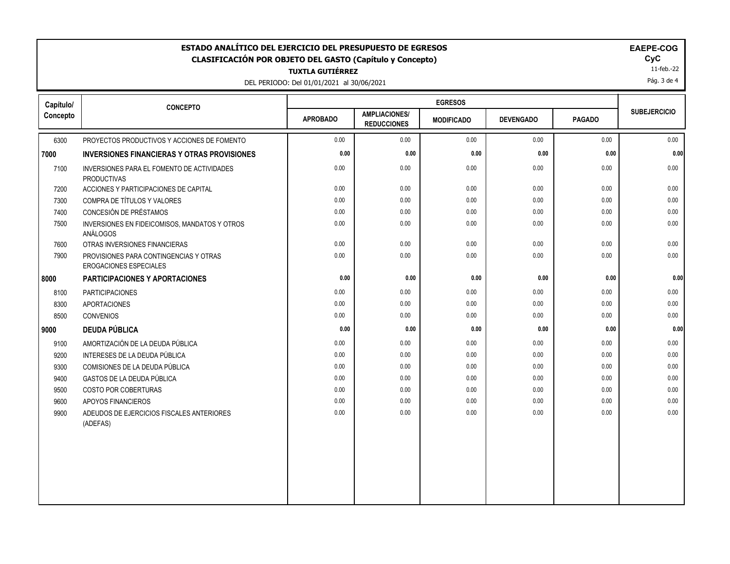# ESTADO ANALÍTICO DEL EJERCICIO DEL PRESUPUESTO DE EGRESOS

## CLASIFICACIÓN POR OBJETO DEL GASTO (Capítulo y Concepto)

**TUXTLA GUTIÉRREZ**

DEL PERIODO: Del 01/01/2021 al 30/06/2021

**EAEPE-COG**
**CyC**
11-feb.-22

| Capítulo/ Concepto | CONCEPTO | EGRESOS | | | | | SUBEJERCICIO |
|---|---|---|---|---|---|---|---|
| | | APROBADO | AMPLIACIONES/ REDUCCIONES | MODIFICADO | DEVENGADO | PAGADO | |
| 6300 | PROYECTOS PRODUCTIVOS Y ACCIONES DE FOMENTO | 0.00 | 0.00 | 0.00 | 0.00 | 0.00 | 0.00 |
| **7000** | **INVERSIONES FINANCIERAS Y OTRAS PROVISIONES** | **0.00** | **0.00** | **0.00** | **0.00** | **0.00** | **0.00** |
| 7100 | INVERSIONES PARA EL FOMENTO DE ACTIVIDADES PRODUCTIVAS | 0.00 | 0.00 | 0.00 | 0.00 | 0.00 | 0.00 |
| 7200 | ACCIONES Y PARTICIPACIONES DE CAPITAL | 0.00 | 0.00 | 0.00 | 0.00 | 0.00 | 0.00 |
| 7300 | COMPRA DE TÍTULOS Y VALORES | 0.00 | 0.00 | 0.00 | 0.00 | 0.00 | 0.00 |
| 7400 | CONCESIÓN DE PRÉSTAMOS | 0.00 | 0.00 | 0.00 | 0.00 | 0.00 | 0.00 |
| 7500 | INVERSIONES EN FIDEICOMISOS, MANDATOS Y OTROS ANÁLOGOS | 0.00 | 0.00 | 0.00 | 0.00 | 0.00 | 0.00 |
| 7600 | OTRAS INVERSIONES FINANCIERAS | 0.00 | 0.00 | 0.00 | 0.00 | 0.00 | 0.00 |
| 7900 | PROVISIONES PARA CONTINGENCIAS Y OTRAS EROGACIONES ESPECIALES | 0.00 | 0.00 | 0.00 | 0.00 | 0.00 | 0.00 |
| **8000** | **PARTICIPACIONES Y APORTACIONES** | **0.00** | **0.00** | **0.00** | **0.00** | **0.00** | **0.00** |
| 8100 | PARTICIPACIONES | 0.00 | 0.00 | 0.00 | 0.00 | 0.00 | 0.00 |
| 8300 | APORTACIONES | 0.00 | 0.00 | 0.00 | 0.00 | 0.00 | 0.00 |
| 8500 | CONVENIOS | 0.00 | 0.00 | 0.00 | 0.00 | 0.00 | 0.00 |
| **9000** | **DEUDA PÚBLICA** | **0.00** | **0.00** | **0.00** | **0.00** | **0.00** | **0.00** |
| 9100 | AMORTIZACIÓN DE LA DEUDA PÚBLICA | 0.00 | 0.00 | 0.00 | 0.00 | 0.00 | 0.00 |
| 9200 | INTERESES DE LA DEUDA PÚBLICA | 0.00 | 0.00 | 0.00 | 0.00 | 0.00 | 0.00 |
| 9300 | COMISIONES DE LA DEUDA PÚBLICA | 0.00 | 0.00 | 0.00 | 0.00 | 0.00 | 0.00 |
| 9400 | GASTOS DE LA DEUDA PÚBLICA | 0.00 | 0.00 | 0.00 | 0.00 | 0.00 | 0.00 |
| 9500 | COSTO POR COBERTURAS | 0.00 | 0.00 | 0.00 | 0.00 | 0.00 | 0.00 |
| 9600 | APOYOS FINANCIEROS | 0.00 | 0.00 | 0.00 | 0.00 | 0.00 | 0.00 |
| 9900 | ADEUDOS DE EJERCICIOS FISCALES ANTERIORES (ADEFAS) | 0.00 | 0.00 | 0.00 | 0.00 | 0.00 | 0.00 |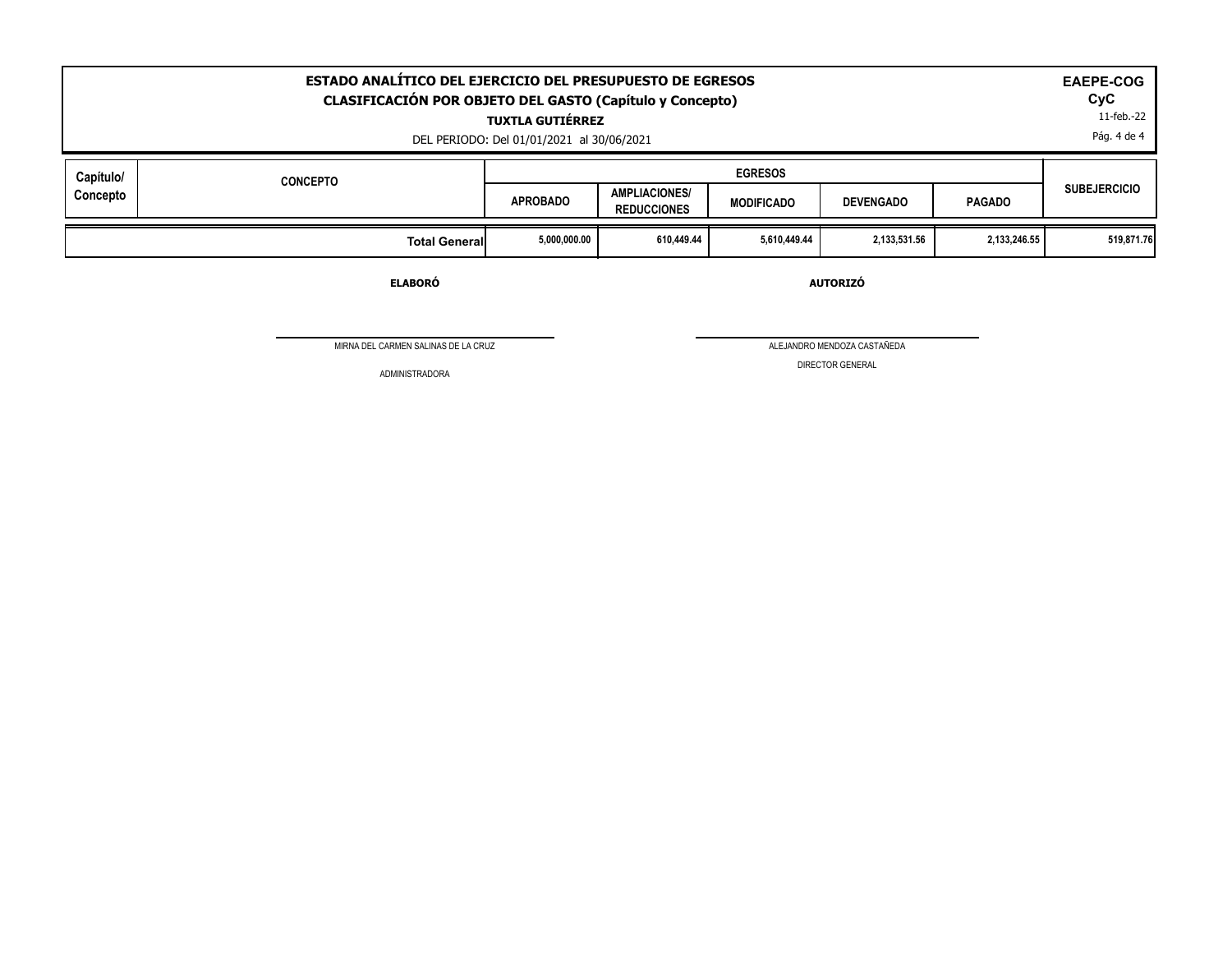# ESTADO ANALÍTICO DEL EJERCICIO DEL PRESUPUESTO DE EGRESOS

## CLASIFICACIÓN POR OBJETO DEL GASTO (Capítulo y Concepto)

**TUXTLA GUTIÉRREZ**

DEL PERIODO: Del 01/01/2021 al 30/06/2021

**EAEPE-COG**
**CyC**
11-feb.-22

| Capítulo/ Concepto | CONCEPTO | EGRESOS | | | | | SUBEJERCICIO |
|---|---|---|---|---|---|---|---|
| | | APROBADO | AMPLIACIONES/ REDUCCIONES | MODIFICADO | DEVENGADO | PAGADO | |
| | **Total General** | **5,000,000.00** | **610,449.44** | **5,610,449.44** | **2,133,531.56** | **2,133,246.55** | **519,871.76** |

**ELABORÓ**

MIRNA DEL CARMEN SALINAS DE LA CRUZ

ADMINISTRADORA

**AUTORIZÓ**

ALEJANDRO MENDOZA CASTAÑEDA

DIRECTOR GENERAL